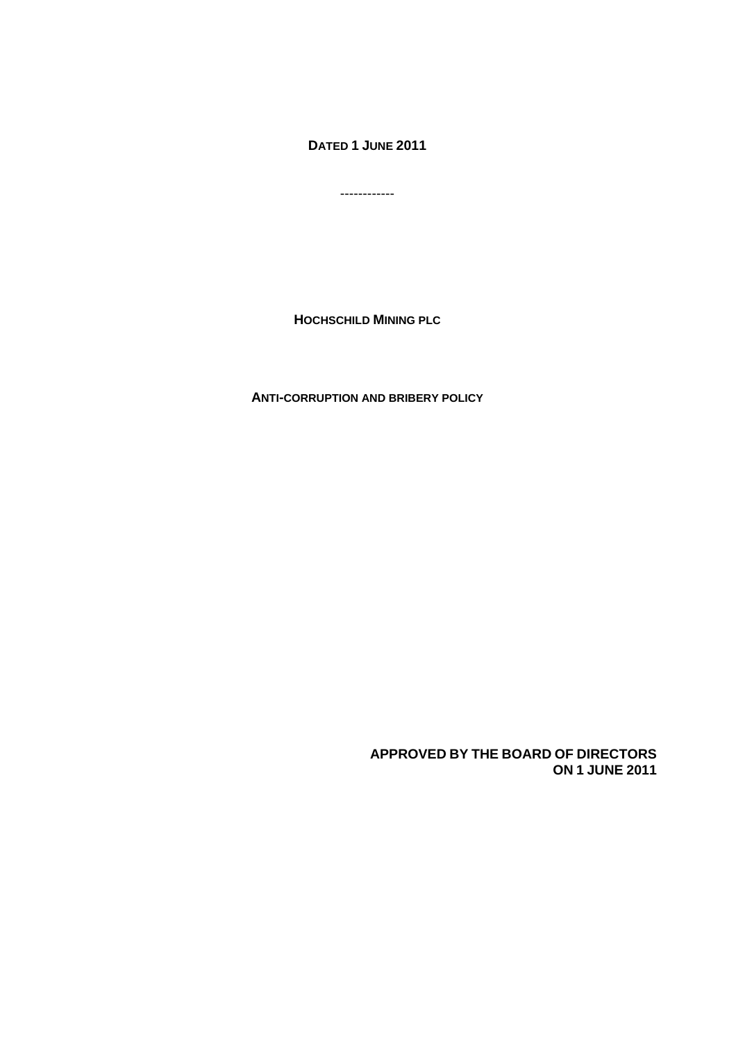**DATED 1 JUNE 2011**

------------

**HOCHSCHILD MINING PLC**

**ANTI-CORRUPTION AND BRIBERY POLICY**

**APPROVED BY THE BOARD OF DIRECTORS ON 1 JUNE 2011**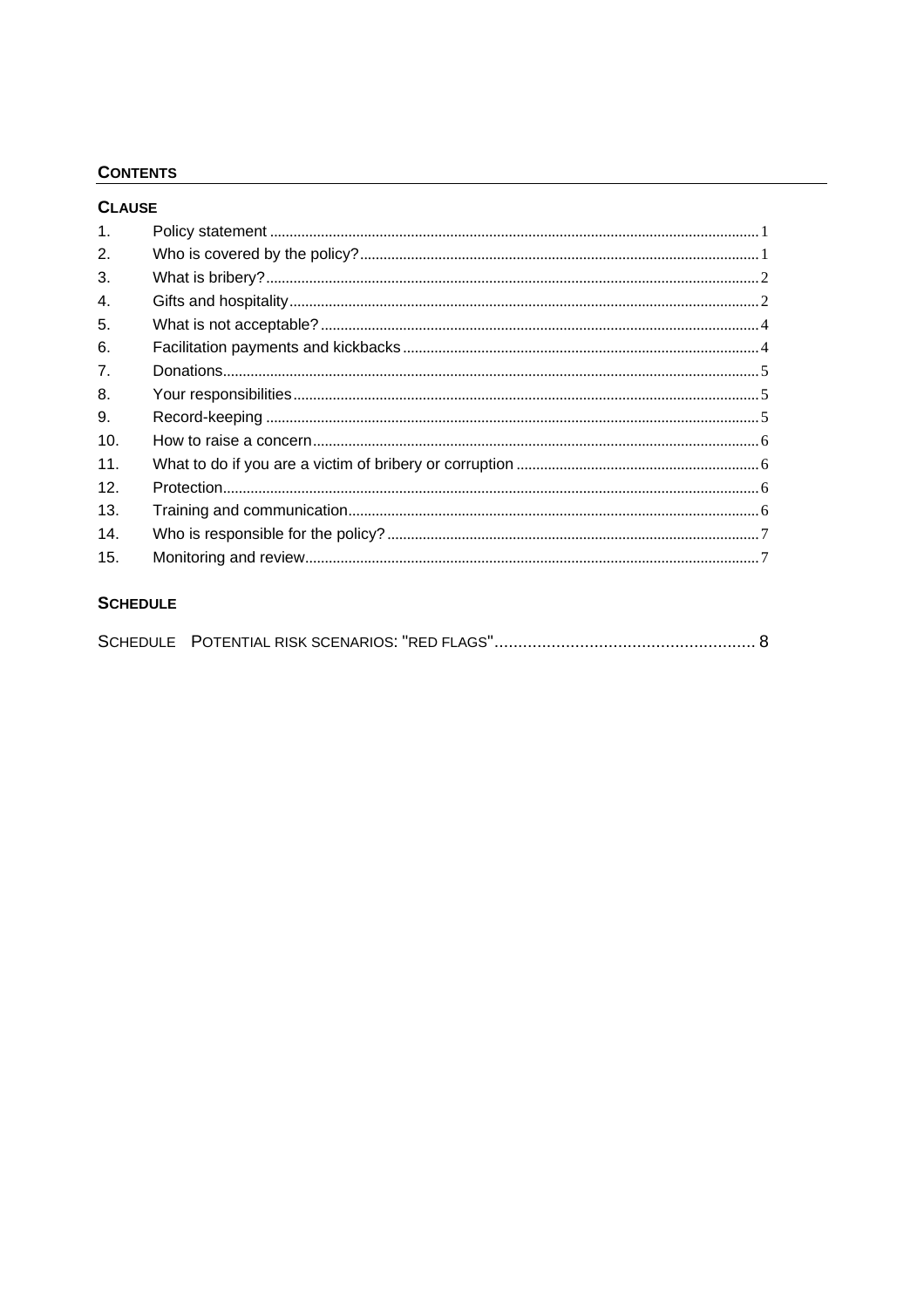## CONTENTS

### CLAUSE

1. Policy statement ........ 1
2. Who is covered by the policy? ........ 1
3. What is bribery? ........ 2
4. Gifts and hospitality ........ 2
5. What is not acceptable? ........ 4
6. Facilitation payments and kickbacks ........ 4
7. Donations ........ 5
8. Your responsibilities ........ 5
9. Record-keeping ........ 5
10. How to raise a concern ........ 6
11. What to do if you are a victim of bribery or corruption ........ 6
12. Protection ........ 6
13. Training and communication ........ 6
14. Who is responsible for the policy? ........ 7
15. Monitoring and review ........ 7

### SCHEDULE

SCHEDULE POTENTIAL RISK SCENARIOS: "RED FLAGS" ........ 8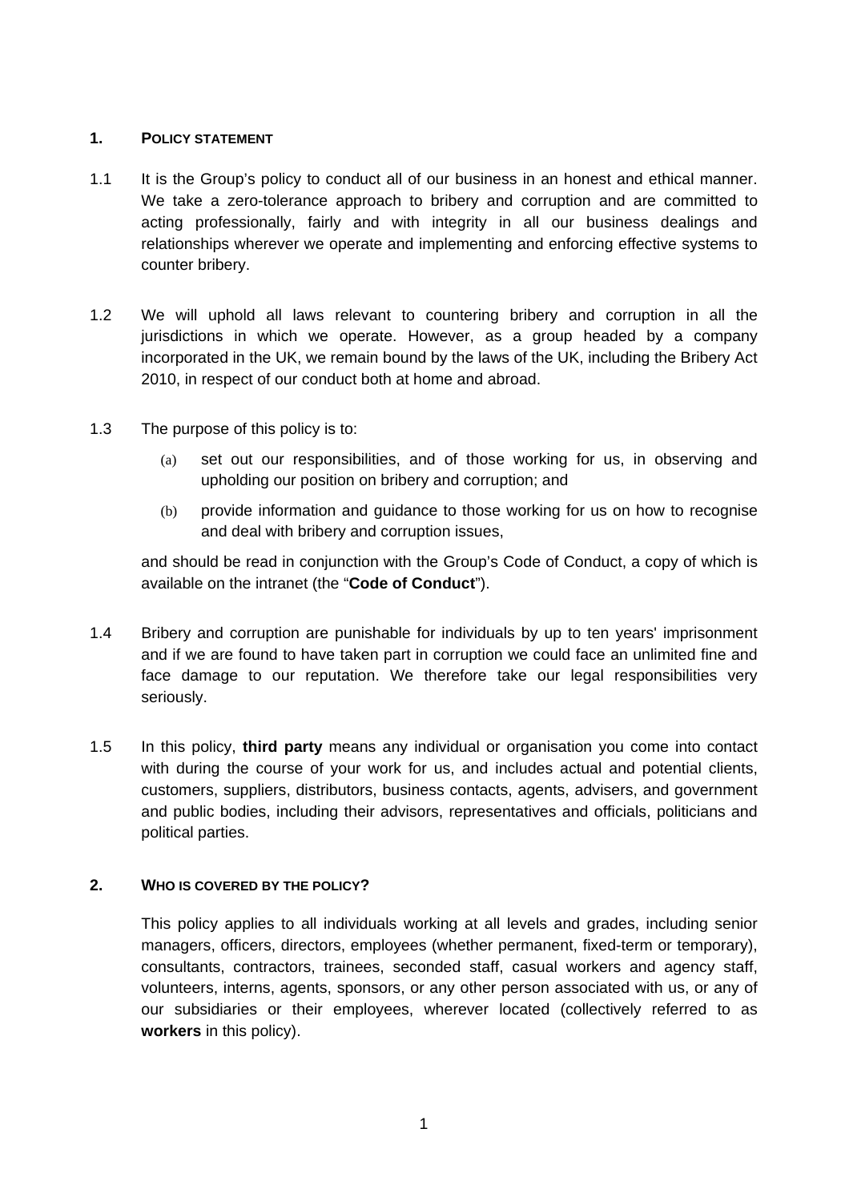## 1. POLICY STATEMENT

1.1 It is the Group's policy to conduct all of our business in an honest and ethical manner. We take a zero-tolerance approach to bribery and corruption and are committed to acting professionally, fairly and with integrity in all our business dealings and relationships wherever we operate and implementing and enforcing effective systems to counter bribery.

1.2 We will uphold all laws relevant to countering bribery and corruption in all the jurisdictions in which we operate. However, as a group headed by a company incorporated in the UK, we remain bound by the laws of the UK, including the Bribery Act 2010, in respect of our conduct both at home and abroad.

1.3 The purpose of this policy is to:

(a) set out our responsibilities, and of those working for us, in observing and upholding our position on bribery and corruption; and

(b) provide information and guidance to those working for us on how to recognise and deal with bribery and corruption issues,

and should be read in conjunction with the Group's Code of Conduct, a copy of which is available on the intranet (the "**Code of Conduct**").

1.4 Bribery and corruption are punishable for individuals by up to ten years' imprisonment and if we are found to have taken part in corruption we could face an unlimited fine and face damage to our reputation. We therefore take our legal responsibilities very seriously.

1.5 In this policy, **third party** means any individual or organisation you come into contact with during the course of your work for us, and includes actual and potential clients, customers, suppliers, distributors, business contacts, agents, advisers, and government and public bodies, including their advisors, representatives and officials, politicians and political parties.

## 2. WHO IS COVERED BY THE POLICY?

This policy applies to all individuals working at all levels and grades, including senior managers, officers, directors, employees (whether permanent, fixed-term or temporary), consultants, contractors, trainees, seconded staff, casual workers and agency staff, volunteers, interns, agents, sponsors, or any other person associated with us, or any of our subsidiaries or their employees, wherever located (collectively referred to as **workers** in this policy).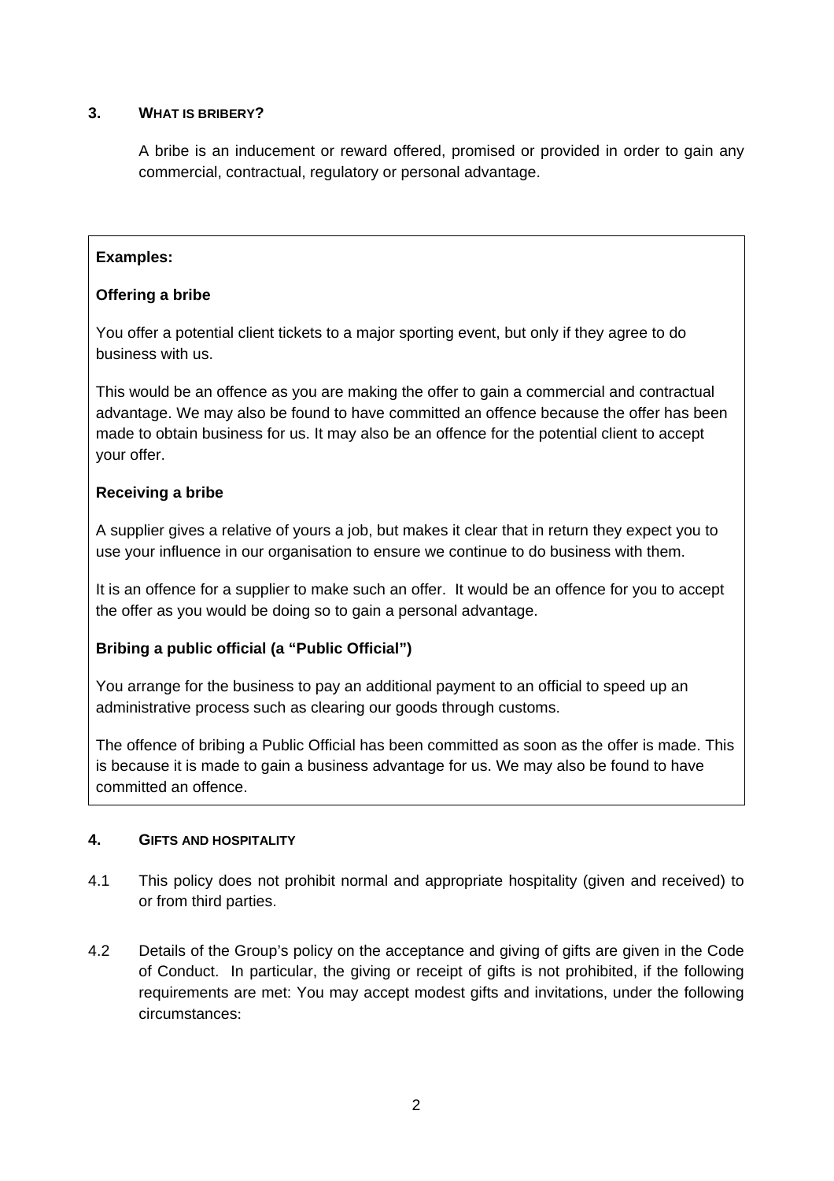## 3. WHAT IS BRIBERY?

A bribe is an inducement or reward offered, promised or provided in order to gain any commercial, contractual, regulatory or personal advantage.

**Examples:**

**Offering a bribe**

You offer a potential client tickets to a major sporting event, but only if they agree to do business with us.

This would be an offence as you are making the offer to gain a commercial and contractual advantage. We may also be found to have committed an offence because the offer has been made to obtain business for us. It may also be an offence for the potential client to accept your offer.

**Receiving a bribe**

A supplier gives a relative of yours a job, but makes it clear that in return they expect you to use your influence in our organisation to ensure we continue to do business with them.

It is an offence for a supplier to make such an offer. It would be an offence for you to accept the offer as you would be doing so to gain a personal advantage.

**Bribing a public official (a "Public Official")**

You arrange for the business to pay an additional payment to an official to speed up an administrative process such as clearing our goods through customs.

The offence of bribing a Public Official has been committed as soon as the offer is made. This is because it is made to gain a business advantage for us. We may also be found to have committed an offence.

## 4. GIFTS AND HOSPITALITY

4.1 This policy does not prohibit normal and appropriate hospitality (given and received) to or from third parties.

4.2 Details of the Group's policy on the acceptance and giving of gifts are given in the Code of Conduct. In particular, the giving or receipt of gifts is not prohibited, if the following requirements are met: You may accept modest gifts and invitations, under the following circumstances: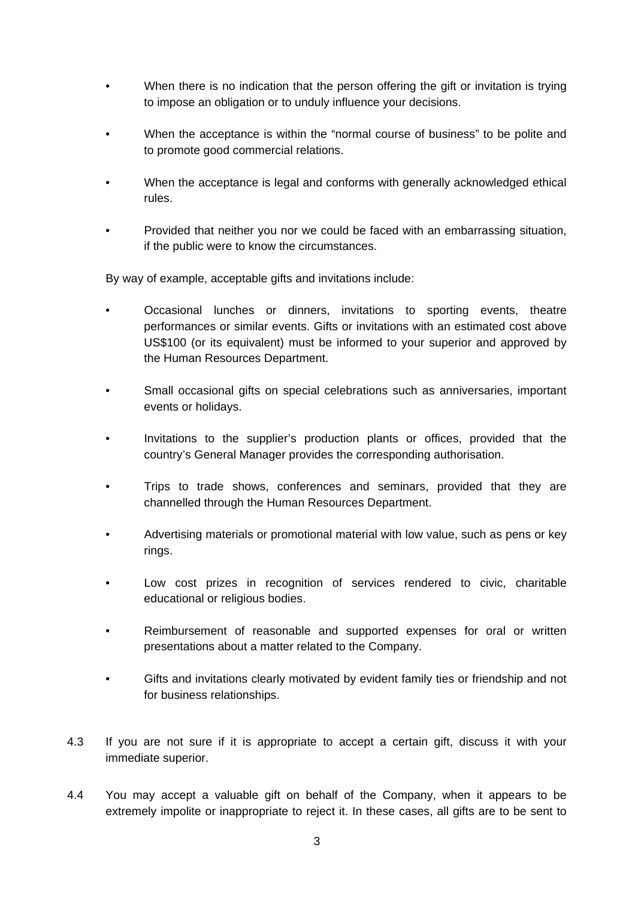- When there is no indication that the person offering the gift or invitation is trying to impose an obligation or to unduly influence your decisions.

- When the acceptance is within the "normal course of business" to be polite and to promote good commercial relations.

- When the acceptance is legal and conforms with generally acknowledged ethical rules.

- Provided that neither you nor we could be faced with an embarrassing situation, if the public were to know the circumstances.

By way of example, acceptable gifts and invitations include:

- Occasional lunches or dinners, invitations to sporting events, theatre performances or similar events. Gifts or invitations with an estimated cost above US$100 (or its equivalent) must be informed to your superior and approved by the Human Resources Department.

- Small occasional gifts on special celebrations such as anniversaries, important events or holidays.

- Invitations to the supplier's production plants or offices, provided that the country's General Manager provides the corresponding authorisation.

- Trips to trade shows, conferences and seminars, provided that they are channelled through the Human Resources Department.

- Advertising materials or promotional material with low value, such as pens or key rings.

- Low cost prizes in recognition of services rendered to civic, charitable educational or religious bodies.

- Reimbursement of reasonable and supported expenses for oral or written presentations about a matter related to the Company.

- Gifts and invitations clearly motivated by evident family ties or friendship and not for business relationships.

4.3 If you are not sure if it is appropriate to accept a certain gift, discuss it with your immediate superior.

4.4 You may accept a valuable gift on behalf of the Company, when it appears to be extremely impolite or inappropriate to reject it. In these cases, all gifts are to be sent to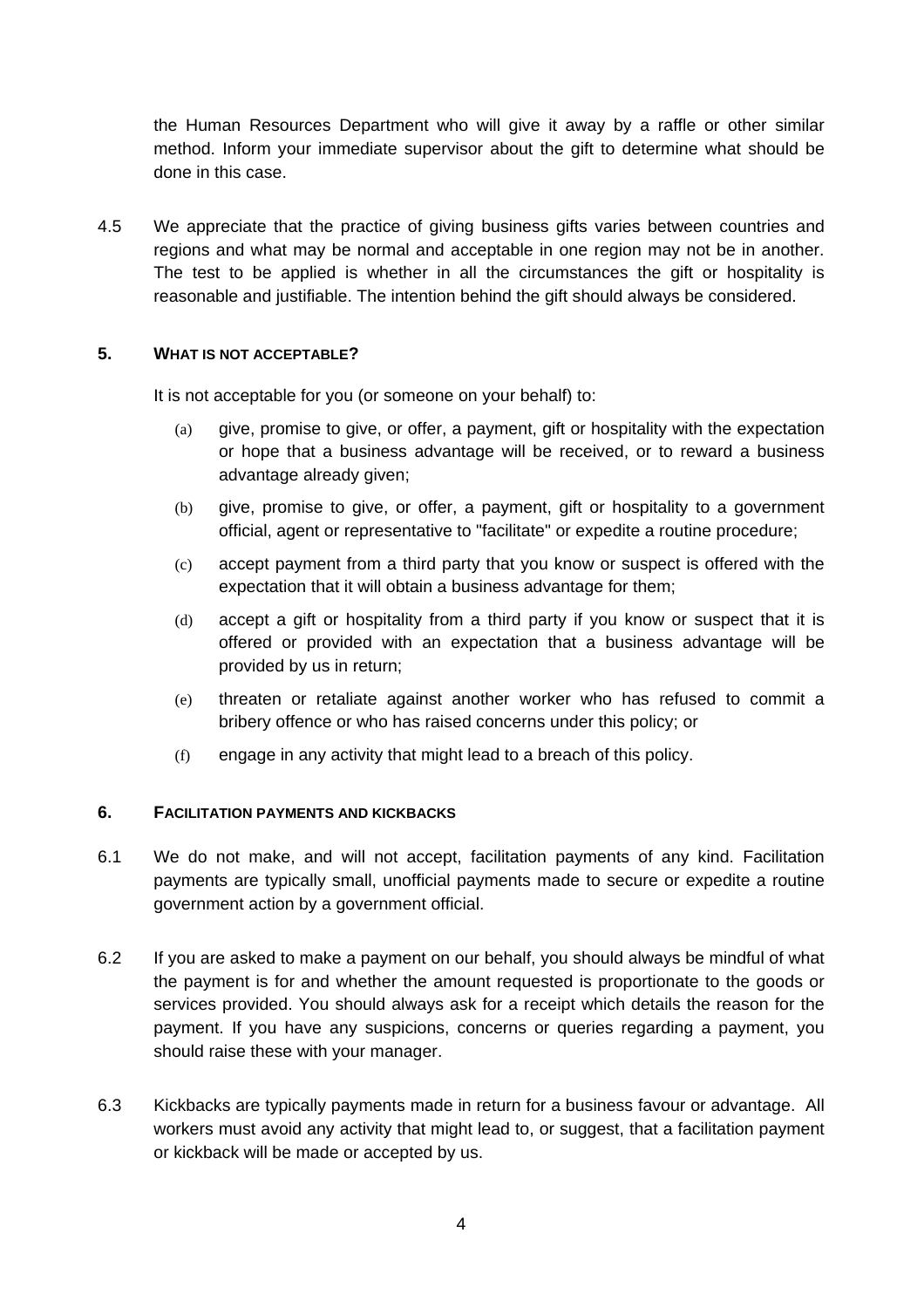the Human Resources Department who will give it away by a raffle or other similar method. Inform your immediate supervisor about the gift to determine what should be done in this case.

4.5 We appreciate that the practice of giving business gifts varies between countries and regions and what may be normal and acceptable in one region may not be in another. The test to be applied is whether in all the circumstances the gift or hospitality is reasonable and justifiable. The intention behind the gift should always be considered.

## 5. WHAT IS NOT ACCEPTABLE?

It is not acceptable for you (or someone on your behalf) to:

(a) give, promise to give, or offer, a payment, gift or hospitality with the expectation or hope that a business advantage will be received, or to reward a business advantage already given;

(b) give, promise to give, or offer, a payment, gift or hospitality to a government official, agent or representative to "facilitate" or expedite a routine procedure;

(c) accept payment from a third party that you know or suspect is offered with the expectation that it will obtain a business advantage for them;

(d) accept a gift or hospitality from a third party if you know or suspect that it is offered or provided with an expectation that a business advantage will be provided by us in return;

(e) threaten or retaliate against another worker who has refused to commit a bribery offence or who has raised concerns under this policy; or

(f) engage in any activity that might lead to a breach of this policy.

## 6. FACILITATION PAYMENTS AND KICKBACKS

6.1 We do not make, and will not accept, facilitation payments of any kind. Facilitation payments are typically small, unofficial payments made to secure or expedite a routine government action by a government official.

6.2 If you are asked to make a payment on our behalf, you should always be mindful of what the payment is for and whether the amount requested is proportionate to the goods or services provided. You should always ask for a receipt which details the reason for the payment. If you have any suspicions, concerns or queries regarding a payment, you should raise these with your manager.

6.3 Kickbacks are typically payments made in return for a business favour or advantage. All workers must avoid any activity that might lead to, or suggest, that a facilitation payment or kickback will be made or accepted by us.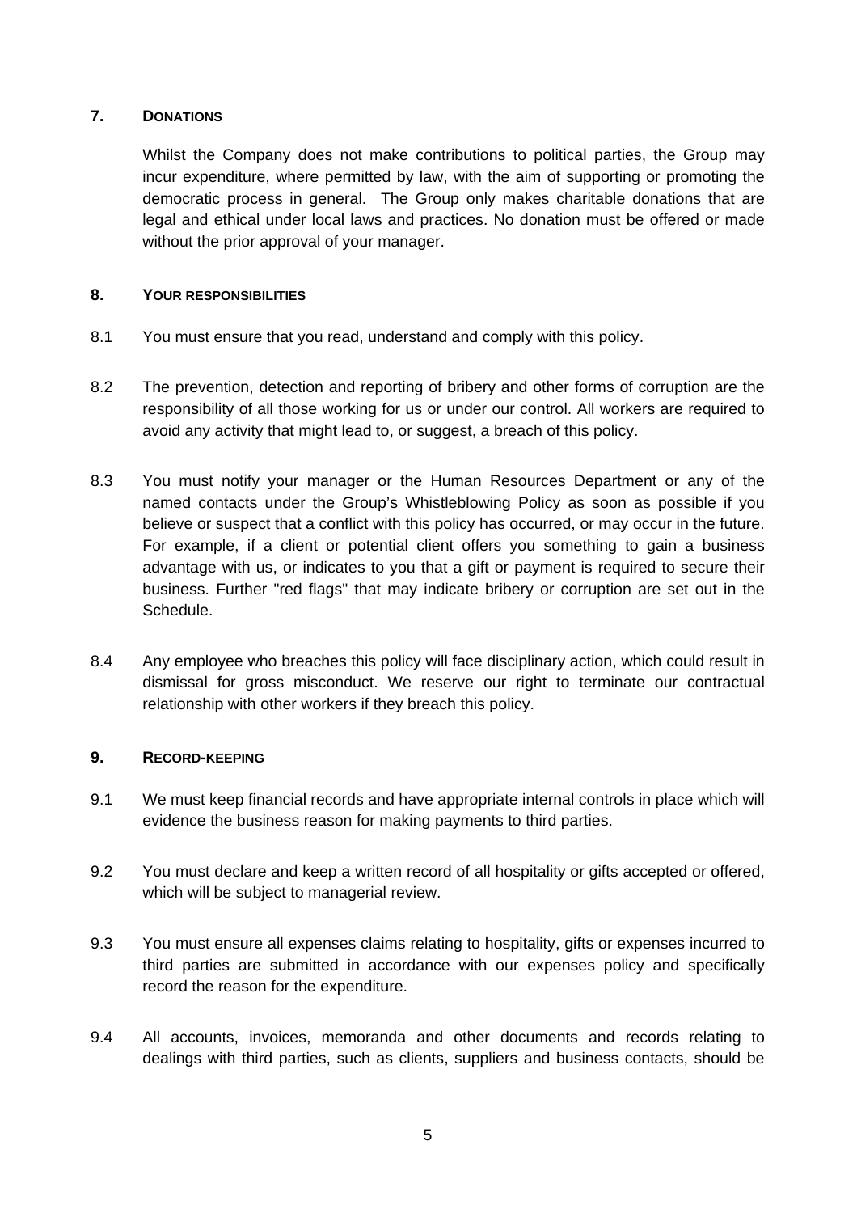## 7. DONATIONS

Whilst the Company does not make contributions to political parties, the Group may incur expenditure, where permitted by law, with the aim of supporting or promoting the democratic process in general. The Group only makes charitable donations that are legal and ethical under local laws and practices. No donation must be offered or made without the prior approval of your manager.

## 8. YOUR RESPONSIBILITIES

8.1 You must ensure that you read, understand and comply with this policy.

8.2 The prevention, detection and reporting of bribery and other forms of corruption are the responsibility of all those working for us or under our control. All workers are required to avoid any activity that might lead to, or suggest, a breach of this policy.

8.3 You must notify your manager or the Human Resources Department or any of the named contacts under the Group's Whistleblowing Policy as soon as possible if you believe or suspect that a conflict with this policy has occurred, or may occur in the future. For example, if a client or potential client offers you something to gain a business advantage with us, or indicates to you that a gift or payment is required to secure their business. Further "red flags" that may indicate bribery or corruption are set out in the Schedule.

8.4 Any employee who breaches this policy will face disciplinary action, which could result in dismissal for gross misconduct. We reserve our right to terminate our contractual relationship with other workers if they breach this policy.

## 9. RECORD-KEEPING

9.1 We must keep financial records and have appropriate internal controls in place which will evidence the business reason for making payments to third parties.

9.2 You must declare and keep a written record of all hospitality or gifts accepted or offered, which will be subject to managerial review.

9.3 You must ensure all expenses claims relating to hospitality, gifts or expenses incurred to third parties are submitted in accordance with our expenses policy and specifically record the reason for the expenditure.

9.4 All accounts, invoices, memoranda and other documents and records relating to dealings with third parties, such as clients, suppliers and business contacts, should be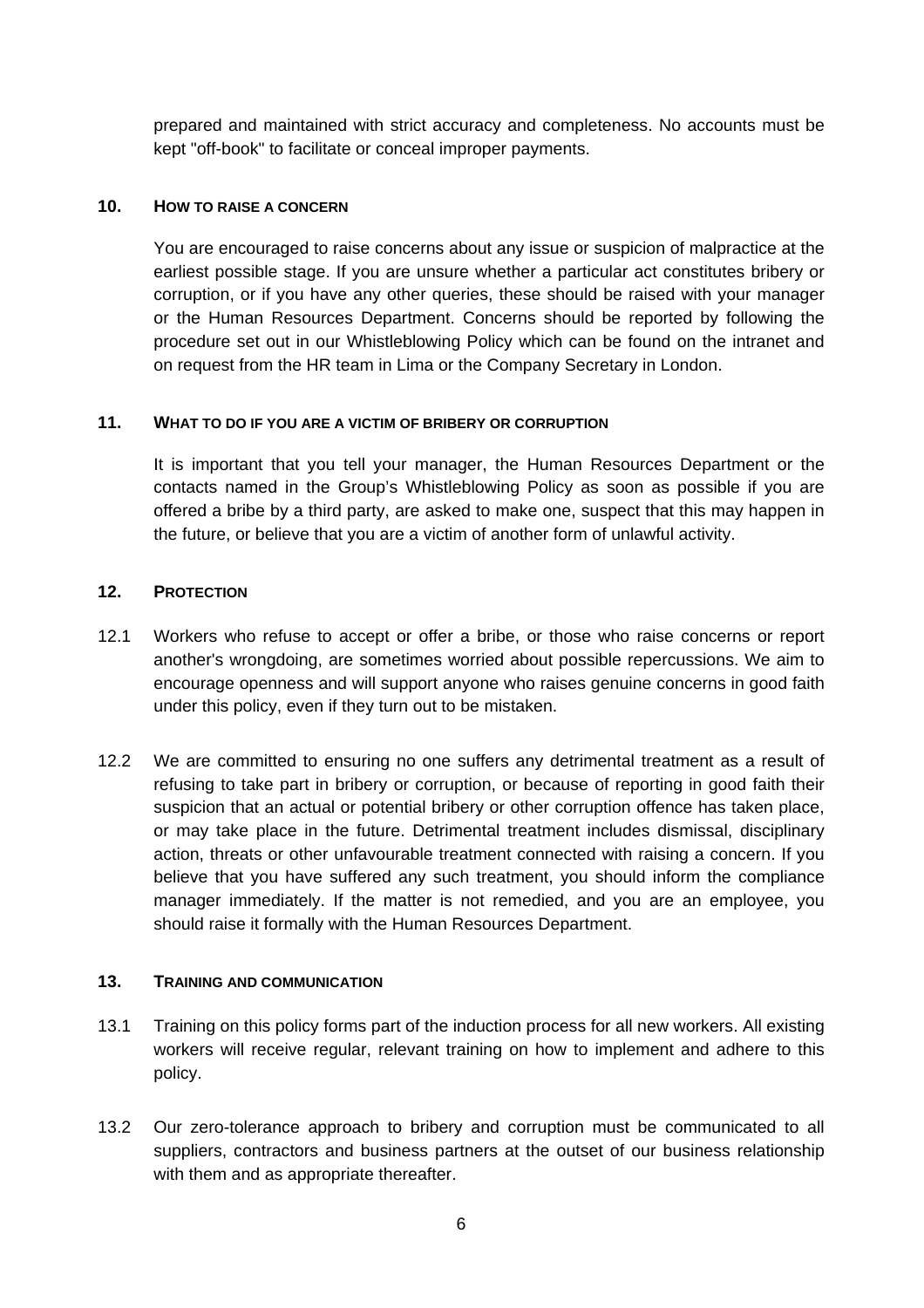prepared and maintained with strict accuracy and completeness. No accounts must be kept "off-book" to facilitate or conceal improper payments.

## 10. HOW TO RAISE A CONCERN

You are encouraged to raise concerns about any issue or suspicion of malpractice at the earliest possible stage. If you are unsure whether a particular act constitutes bribery or corruption, or if you have any other queries, these should be raised with your manager or the Human Resources Department. Concerns should be reported by following the procedure set out in our Whistleblowing Policy which can be found on the intranet and on request from the HR team in Lima or the Company Secretary in London.

## 11. WHAT TO DO IF YOU ARE A VICTIM OF BRIBERY OR CORRUPTION

It is important that you tell your manager, the Human Resources Department or the contacts named in the Group's Whistleblowing Policy as soon as possible if you are offered a bribe by a third party, are asked to make one, suspect that this may happen in the future, or believe that you are a victim of another form of unlawful activity.

## 12. PROTECTION

12.1 Workers who refuse to accept or offer a bribe, or those who raise concerns or report another's wrongdoing, are sometimes worried about possible repercussions. We aim to encourage openness and will support anyone who raises genuine concerns in good faith under this policy, even if they turn out to be mistaken.

12.2 We are committed to ensuring no one suffers any detrimental treatment as a result of refusing to take part in bribery or corruption, or because of reporting in good faith their suspicion that an actual or potential bribery or other corruption offence has taken place, or may take place in the future. Detrimental treatment includes dismissal, disciplinary action, threats or other unfavourable treatment connected with raising a concern. If you believe that you have suffered any such treatment, you should inform the compliance manager immediately. If the matter is not remedied, and you are an employee, you should raise it formally with the Human Resources Department.

## 13. TRAINING AND COMMUNICATION

13.1 Training on this policy forms part of the induction process for all new workers. All existing workers will receive regular, relevant training on how to implement and adhere to this policy.

13.2 Our zero-tolerance approach to bribery and corruption must be communicated to all suppliers, contractors and business partners at the outset of our business relationship with them and as appropriate thereafter.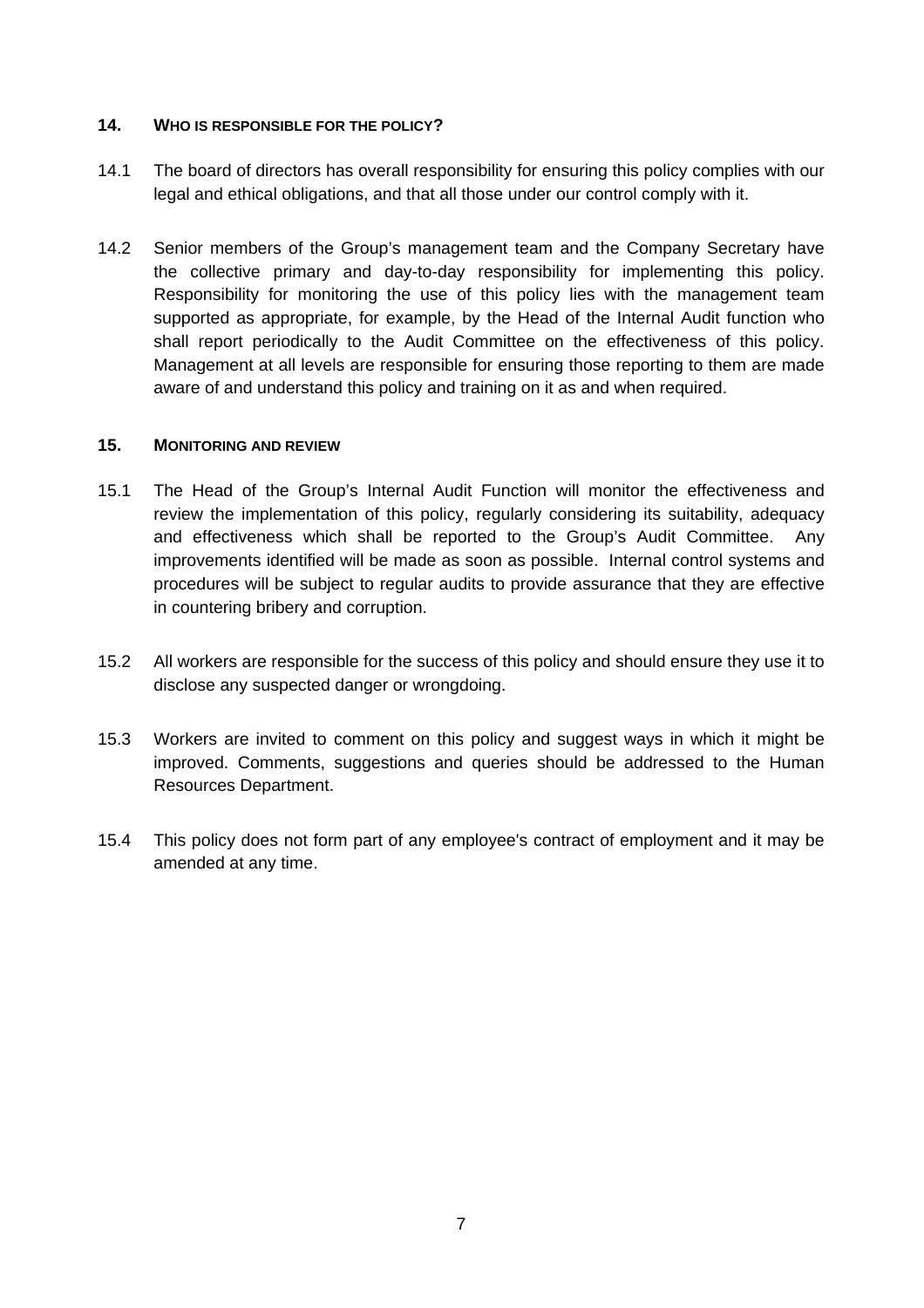## 14. WHO IS RESPONSIBLE FOR THE POLICY?

14.1 The board of directors has overall responsibility for ensuring this policy complies with our legal and ethical obligations, and that all those under our control comply with it.

14.2 Senior members of the Group's management team and the Company Secretary have the collective primary and day-to-day responsibility for implementing this policy. Responsibility for monitoring the use of this policy lies with the management team supported as appropriate, for example, by the Head of the Internal Audit function who shall report periodically to the Audit Committee on the effectiveness of this policy. Management at all levels are responsible for ensuring those reporting to them are made aware of and understand this policy and training on it as and when required.

## 15. MONITORING AND REVIEW

15.1 The Head of the Group's Internal Audit Function will monitor the effectiveness and review the implementation of this policy, regularly considering its suitability, adequacy and effectiveness which shall be reported to the Group's Audit Committee. Any improvements identified will be made as soon as possible. Internal control systems and procedures will be subject to regular audits to provide assurance that they are effective in countering bribery and corruption.

15.2 All workers are responsible for the success of this policy and should ensure they use it to disclose any suspected danger or wrongdoing.

15.3 Workers are invited to comment on this policy and suggest ways in which it might be improved. Comments, suggestions and queries should be addressed to the Human Resources Department.

15.4 This policy does not form part of any employee's contract of employment and it may be amended at any time.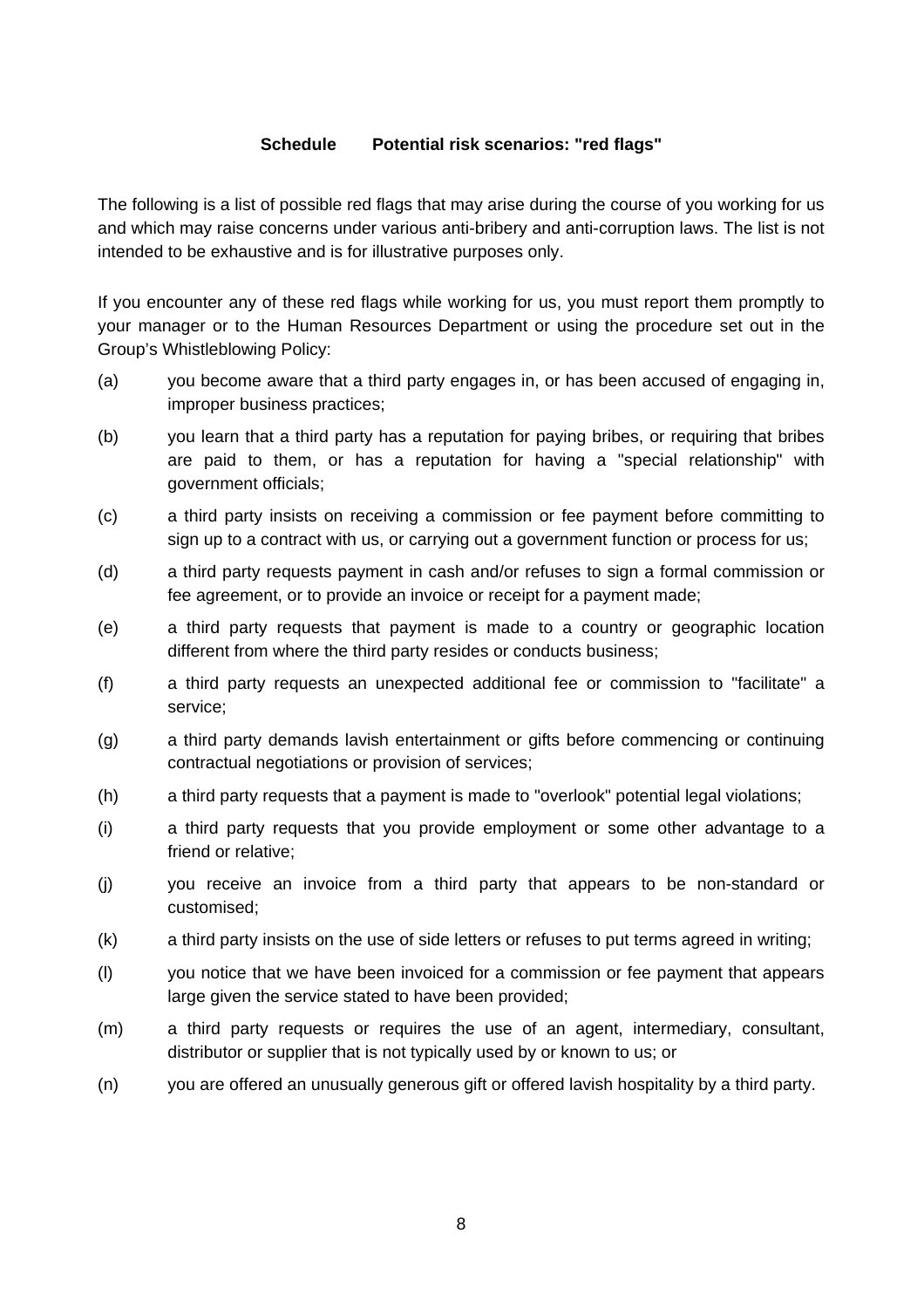## Schedule Potential risk scenarios: "red flags"

The following is a list of possible red flags that may arise during the course of you working for us and which may raise concerns under various anti-bribery and anti-corruption laws. The list is not intended to be exhaustive and is for illustrative purposes only.

If you encounter any of these red flags while working for us, you must report them promptly to your manager or to the Human Resources Department or using the procedure set out in the Group's Whistleblowing Policy:

(a) you become aware that a third party engages in, or has been accused of engaging in, improper business practices;

(b) you learn that a third party has a reputation for paying bribes, or requiring that bribes are paid to them, or has a reputation for having a "special relationship" with government officials;

(c) a third party insists on receiving a commission or fee payment before committing to sign up to a contract with us, or carrying out a government function or process for us;

(d) a third party requests payment in cash and/or refuses to sign a formal commission or fee agreement, or to provide an invoice or receipt for a payment made;

(e) a third party requests that payment is made to a country or geographic location different from where the third party resides or conducts business;

(f) a third party requests an unexpected additional fee or commission to "facilitate" a service;

(g) a third party demands lavish entertainment or gifts before commencing or continuing contractual negotiations or provision of services;

(h) a third party requests that a payment is made to "overlook" potential legal violations;

(i) a third party requests that you provide employment or some other advantage to a friend or relative;

(j) you receive an invoice from a third party that appears to be non-standard or customised;

(k) a third party insists on the use of side letters or refuses to put terms agreed in writing;

(l) you notice that we have been invoiced for a commission or fee payment that appears large given the service stated to have been provided;

(m) a third party requests or requires the use of an agent, intermediary, consultant, distributor or supplier that is not typically used by or known to us; or

(n) you are offered an unusually generous gift or offered lavish hospitality by a third party.